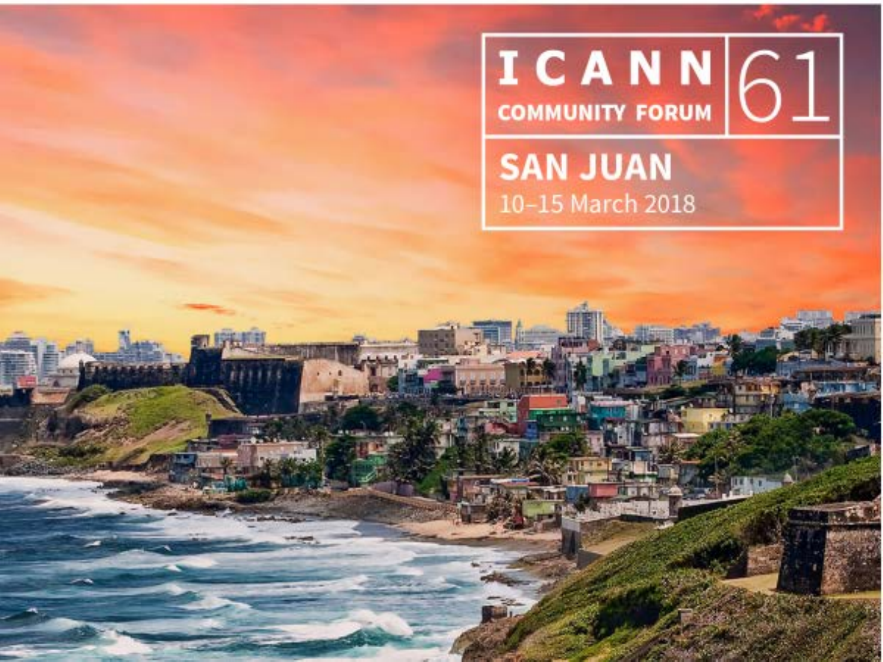# ICANN 61

**COMMUNITY FORUM**

## SAN JUAN

10–15 March 2018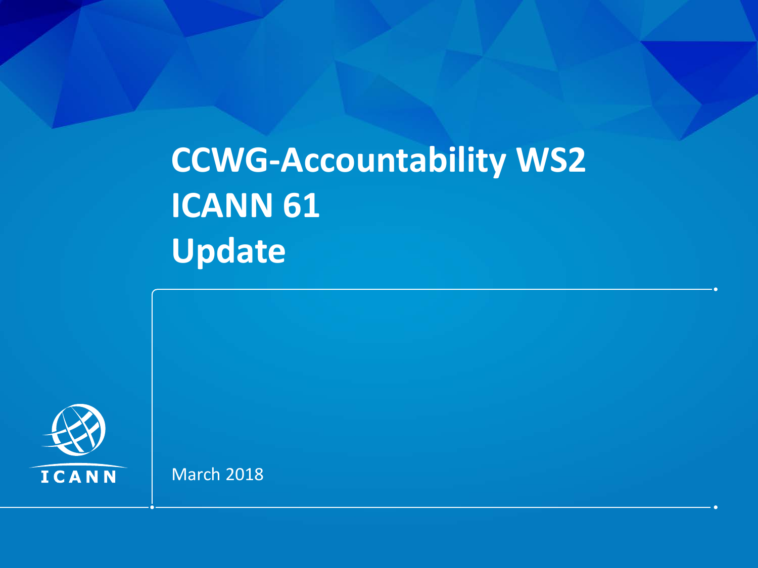# CCWG-Accountability WS2
# ICANN 61
# Update

March 2018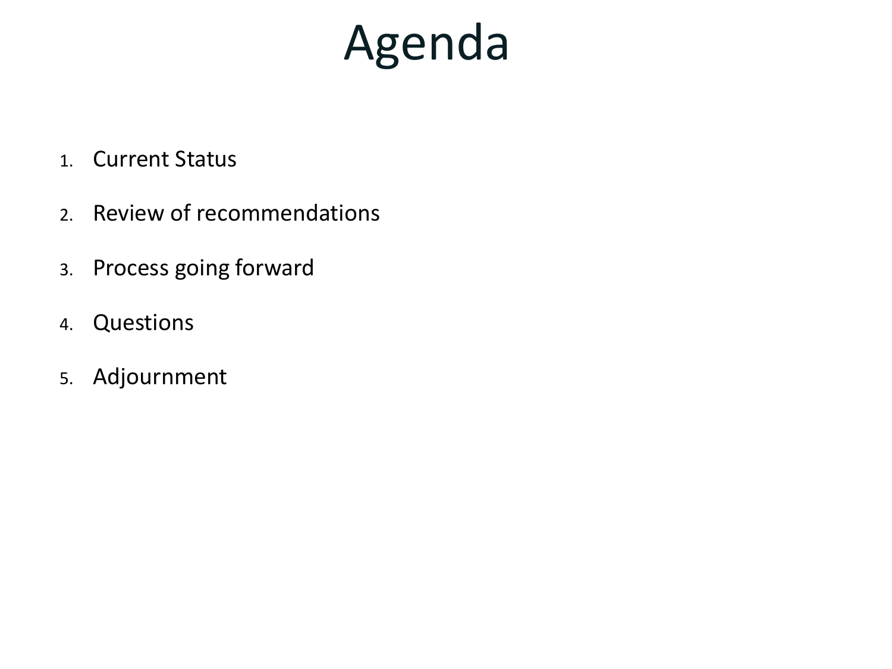# Agenda

1. Current Status
2. Review of recommendations
3. Process going forward
4. Questions
5. Adjournment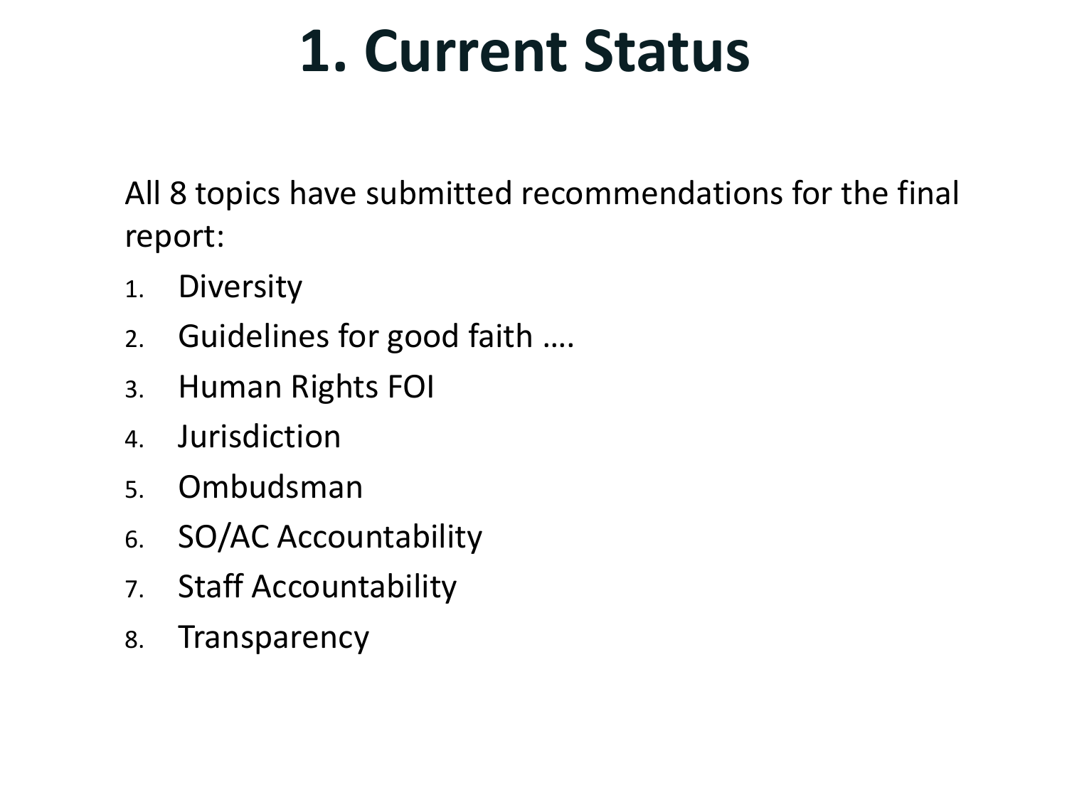# 1. Current Status

All 8 topics have submitted recommendations for the final report:

1. Diversity
2. Guidelines for good faith ….
3. Human Rights FOI
4. Jurisdiction
5. Ombudsman
6. SO/AC Accountability
7. Staff Accountability
8. Transparency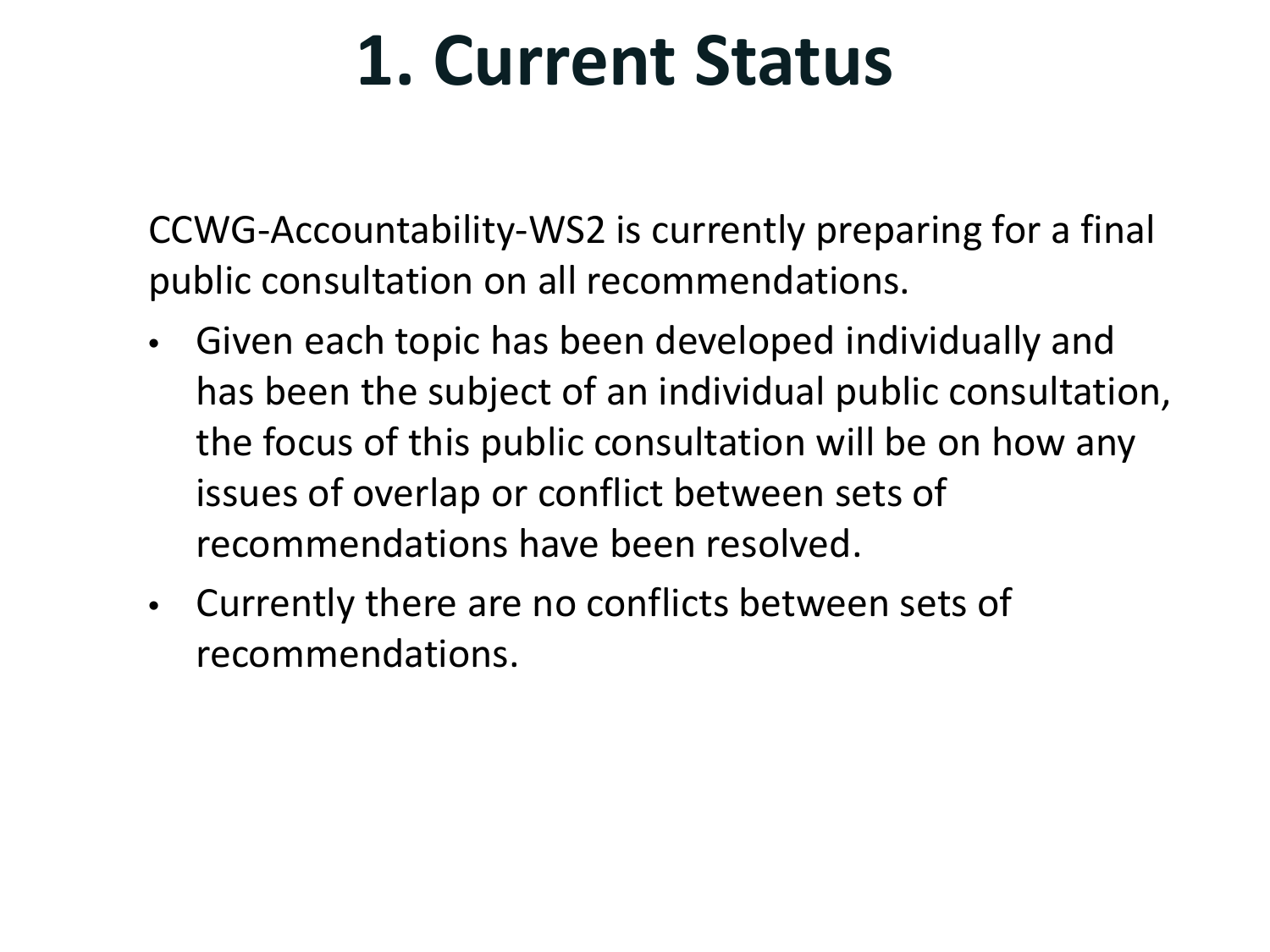# 1. Current Status

CCWG-Accountability-WS2 is currently preparing for a final public consultation on all recommendations.

- Given each topic has been developed individually and has been the subject of an individual public consultation, the focus of this public consultation will be on how any issues of overlap or conflict between sets of recommendations have been resolved.
- Currently there are no conflicts between sets of recommendations.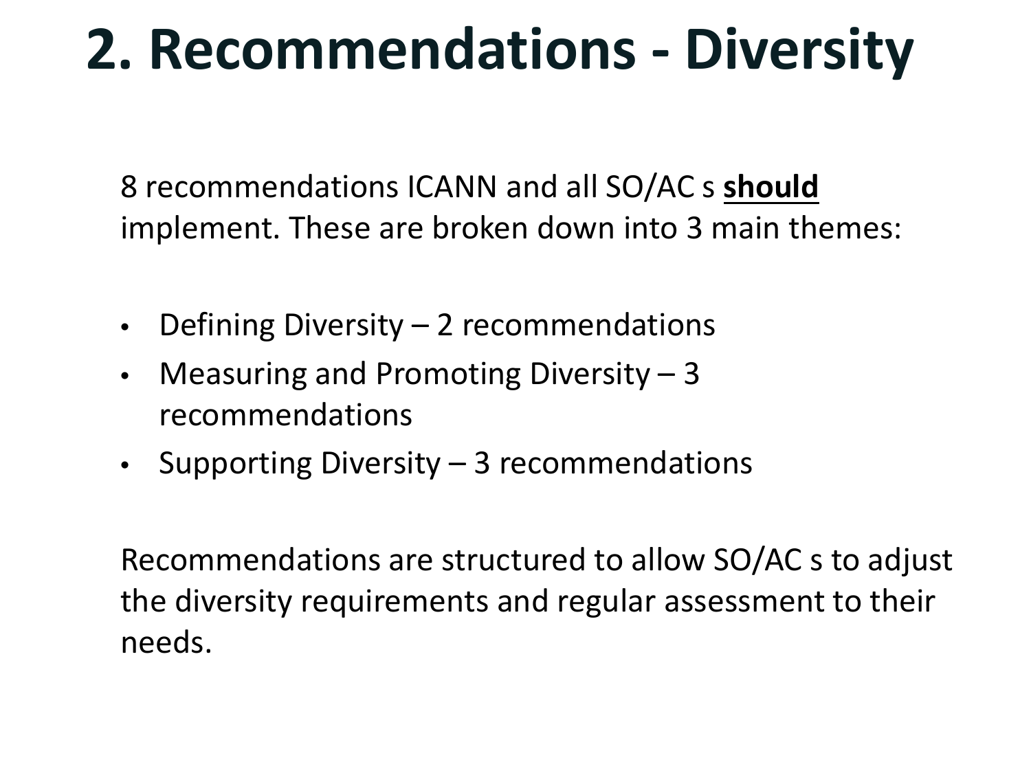# 2. Recommendations - Diversity

8 recommendations ICANN and all SO/AC s **should** implement. These are broken down into 3 main themes:

- Defining Diversity – 2 recommendations
- Measuring and Promoting Diversity – 3 recommendations
- Supporting Diversity – 3 recommendations

Recommendations are structured to allow SO/AC s to adjust the diversity requirements and regular assessment to their needs.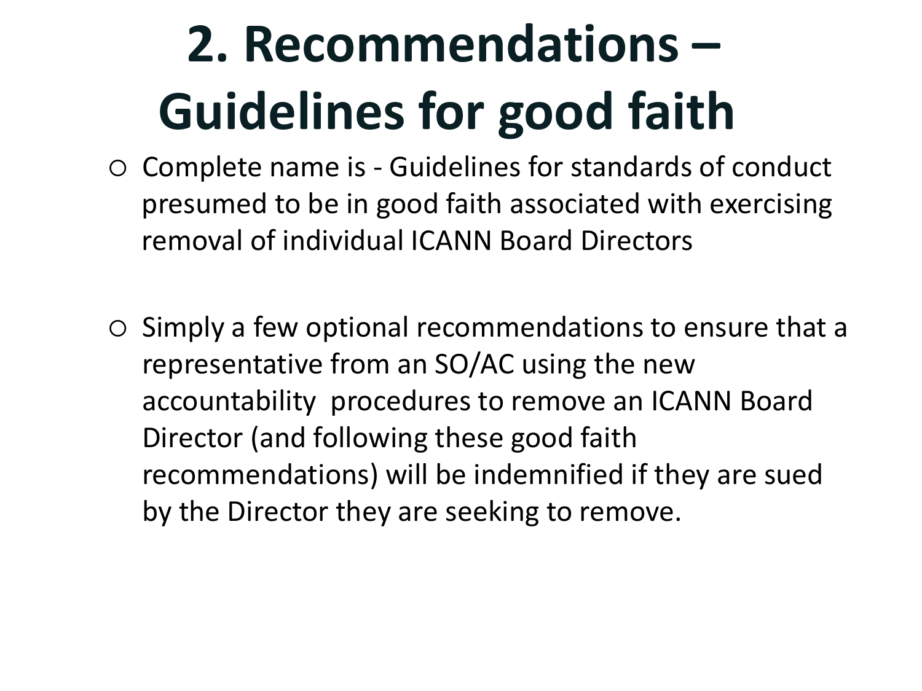# 2. Recommendations – Guidelines for good faith

- Complete name is - Guidelines for standards of conduct presumed to be in good faith associated with exercising removal of individual ICANN Board Directors

- Simply a few optional recommendations to ensure that a representative from an SO/AC using the new accountability procedures to remove an ICANN Board Director (and following these good faith recommendations) will be indemnified if they are sued by the Director they are seeking to remove.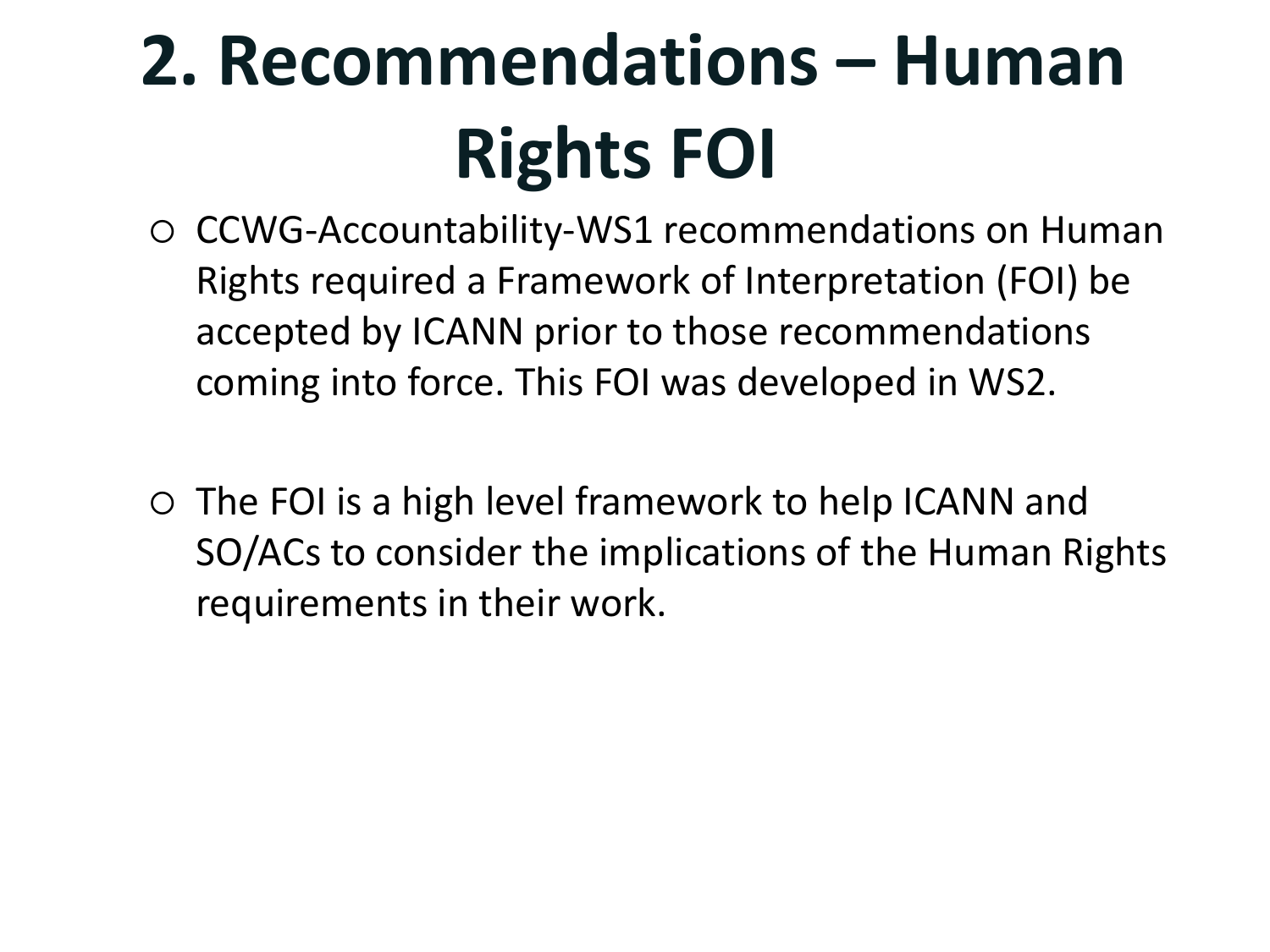# 2. Recommendations – Human Rights FOI

- CCWG-Accountability-WS1 recommendations on Human Rights required a Framework of Interpretation (FOI) be accepted by ICANN prior to those recommendations coming into force. This FOI was developed in WS2.

- The FOI is a high level framework to help ICANN and SO/ACs to consider the implications of the Human Rights requirements in their work.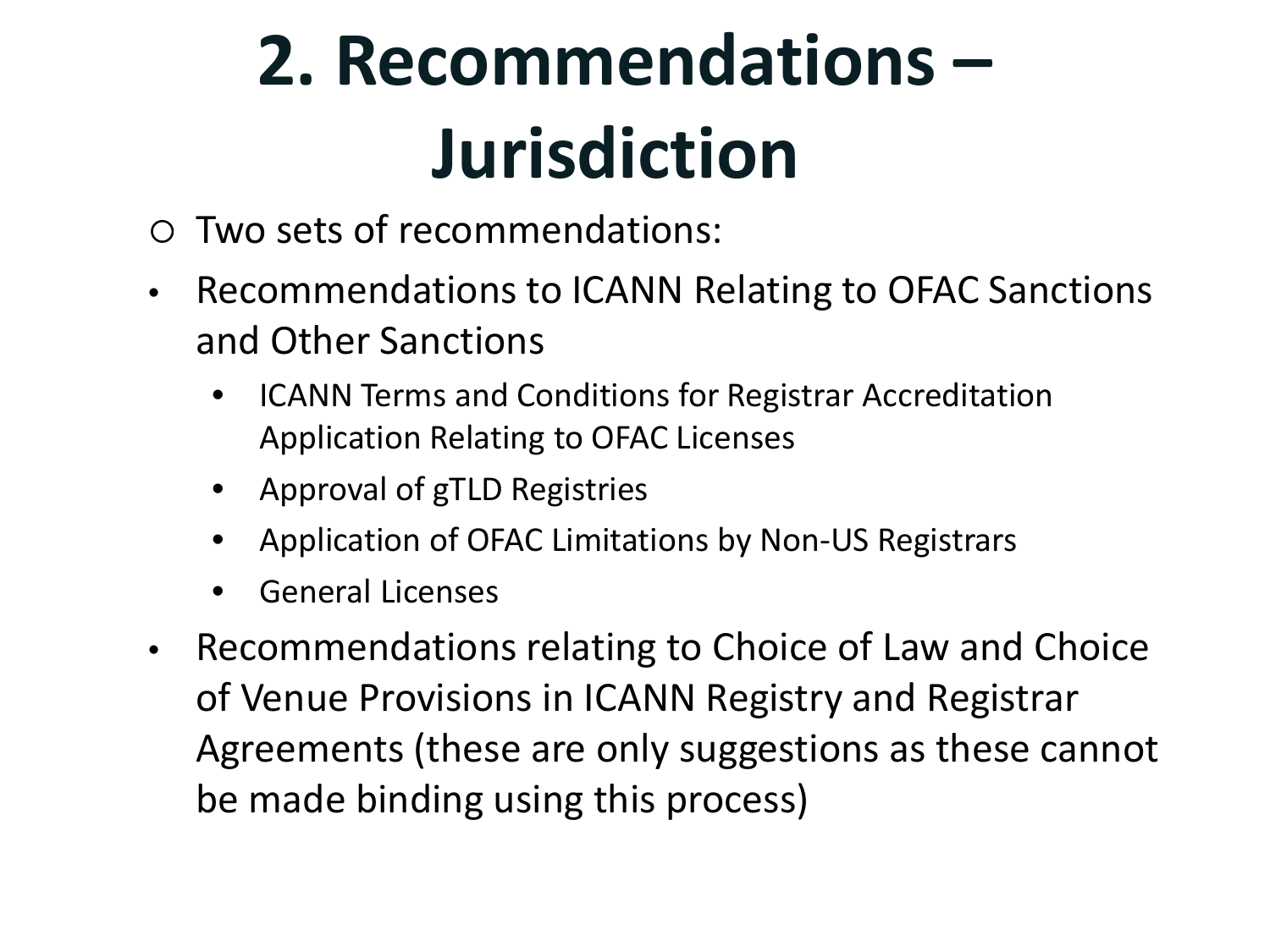# 2. Recommendations – Jurisdiction

- Two sets of recommendations:
- Recommendations to ICANN Relating to OFAC Sanctions and Other Sanctions
  - ICANN Terms and Conditions for Registrar Accreditation Application Relating to OFAC Licenses
  - Approval of gTLD Registries
  - Application of OFAC Limitations by Non-US Registrars
  - General Licenses
- Recommendations relating to Choice of Law and Choice of Venue Provisions in ICANN Registry and Registrar Agreements (these are only suggestions as these cannot be made binding using this process)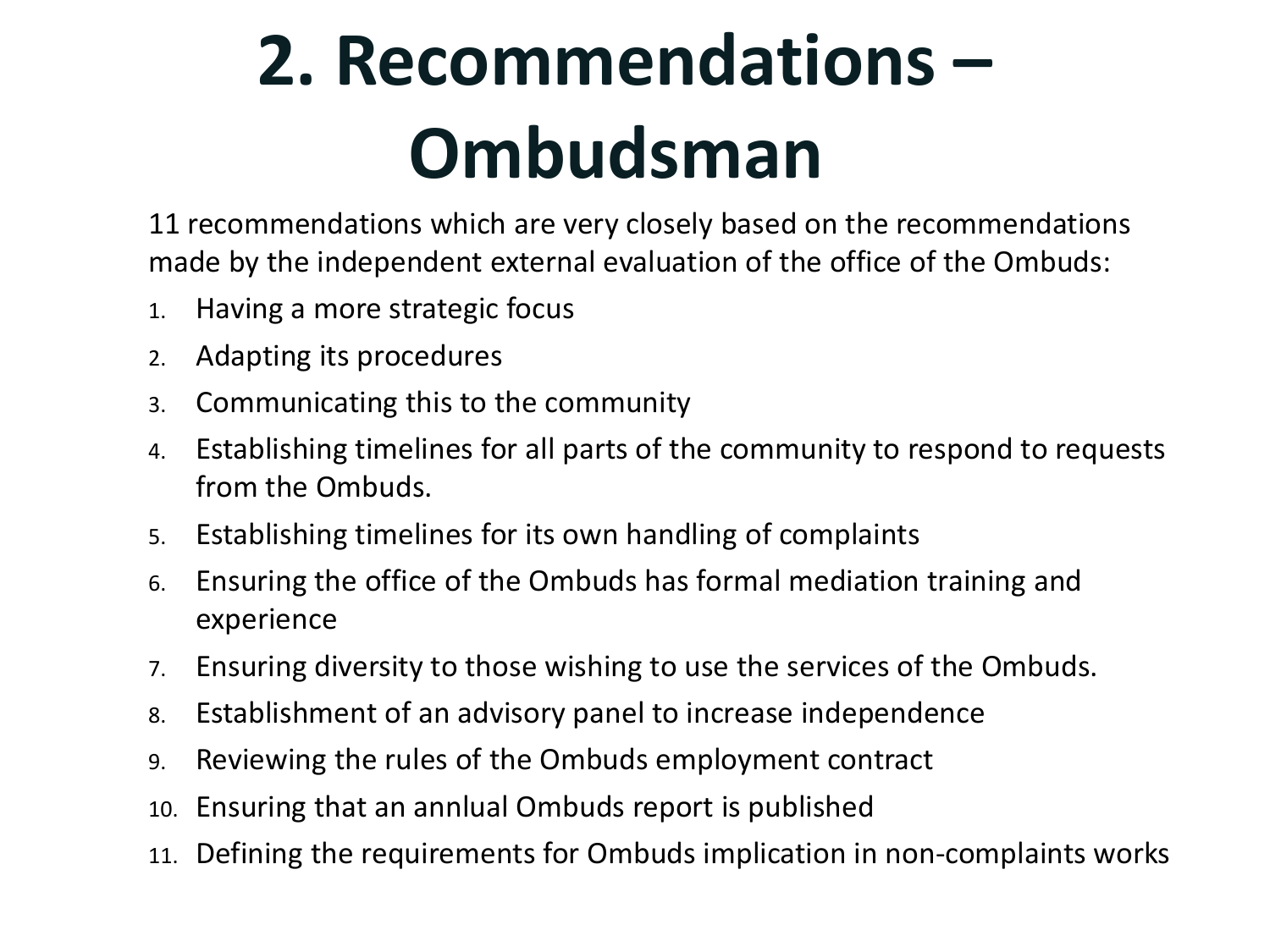# 2. Recommendations – Ombudsman

11 recommendations which are very closely based on the recommendations made by the independent external evaluation of the office of the Ombuds:

1. Having a more strategic focus
2. Adapting its procedures
3. Communicating this to the community
4. Establishing timelines for all parts of the community to respond to requests from the Ombuds.
5. Establishing timelines for its own handling of complaints
6. Ensuring the office of the Ombuds has formal mediation training and experience
7. Ensuring diversity to those wishing to use the services of the Ombuds.
8. Establishment of an advisory panel to increase independence
9. Reviewing the rules of the Ombuds employment contract
10. Ensuring that an annlual Ombuds report is published
11. Defining the requirements for Ombuds implication in non-complaints works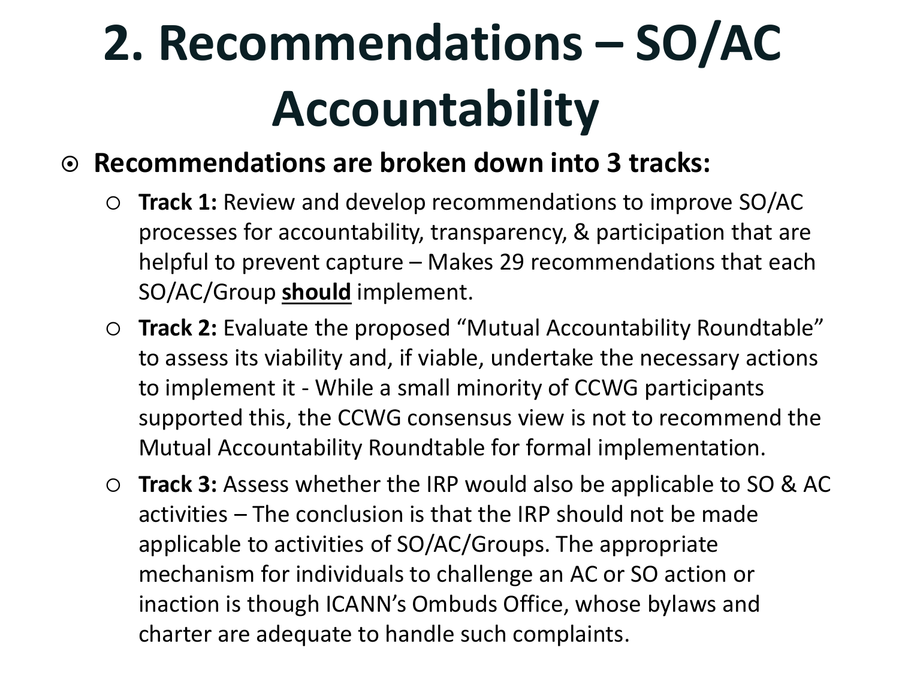# 2. Recommendations – SO/AC Accountability

- **Recommendations are broken down into 3 tracks:**
  - **Track 1:** Review and develop recommendations to improve SO/AC processes for accountability, transparency, & participation that are helpful to prevent capture – Makes 29 recommendations that each SO/AC/Group **should** implement.
  - **Track 2:** Evaluate the proposed "Mutual Accountability Roundtable" to assess its viability and, if viable, undertake the necessary actions to implement it - While a small minority of CCWG participants supported this, the CCWG consensus view is not to recommend the Mutual Accountability Roundtable for formal implementation.
  - **Track 3:** Assess whether the IRP would also be applicable to SO & AC activities – The conclusion is that the IRP should not be made applicable to activities of SO/AC/Groups. The appropriate mechanism for individuals to challenge an AC or SO action or inaction is though ICANN's Ombuds Office, whose bylaws and charter are adequate to handle such complaints.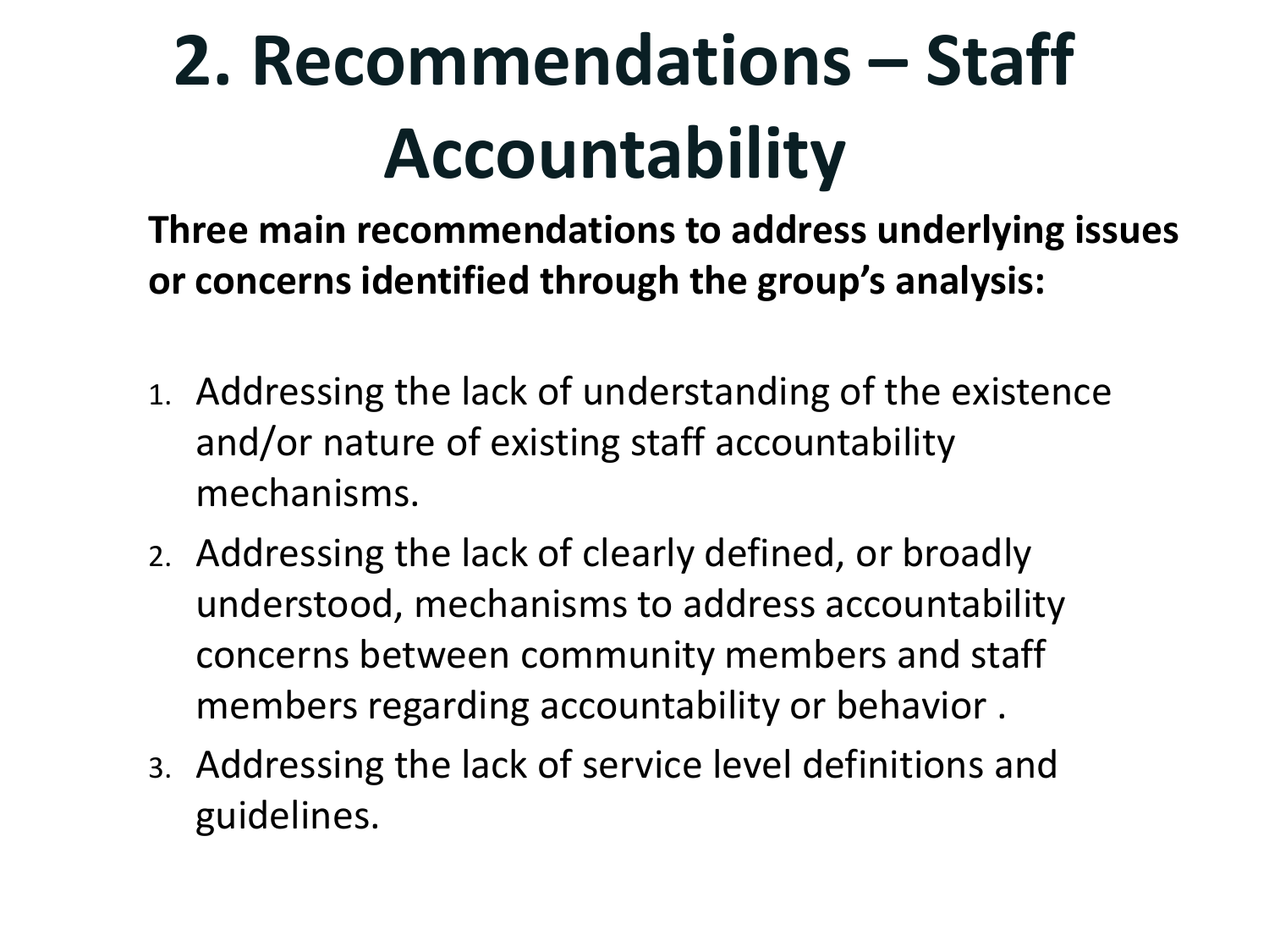# 2. Recommendations – Staff Accountability

**Three main recommendations to address underlying issues or concerns identified through the group's analysis:**

1. Addressing the lack of understanding of the existence and/or nature of existing staff accountability mechanisms.
2. Addressing the lack of clearly defined, or broadly understood, mechanisms to address accountability concerns between community members and staff members regarding accountability or behavior .
3. Addressing the lack of service level definitions and guidelines.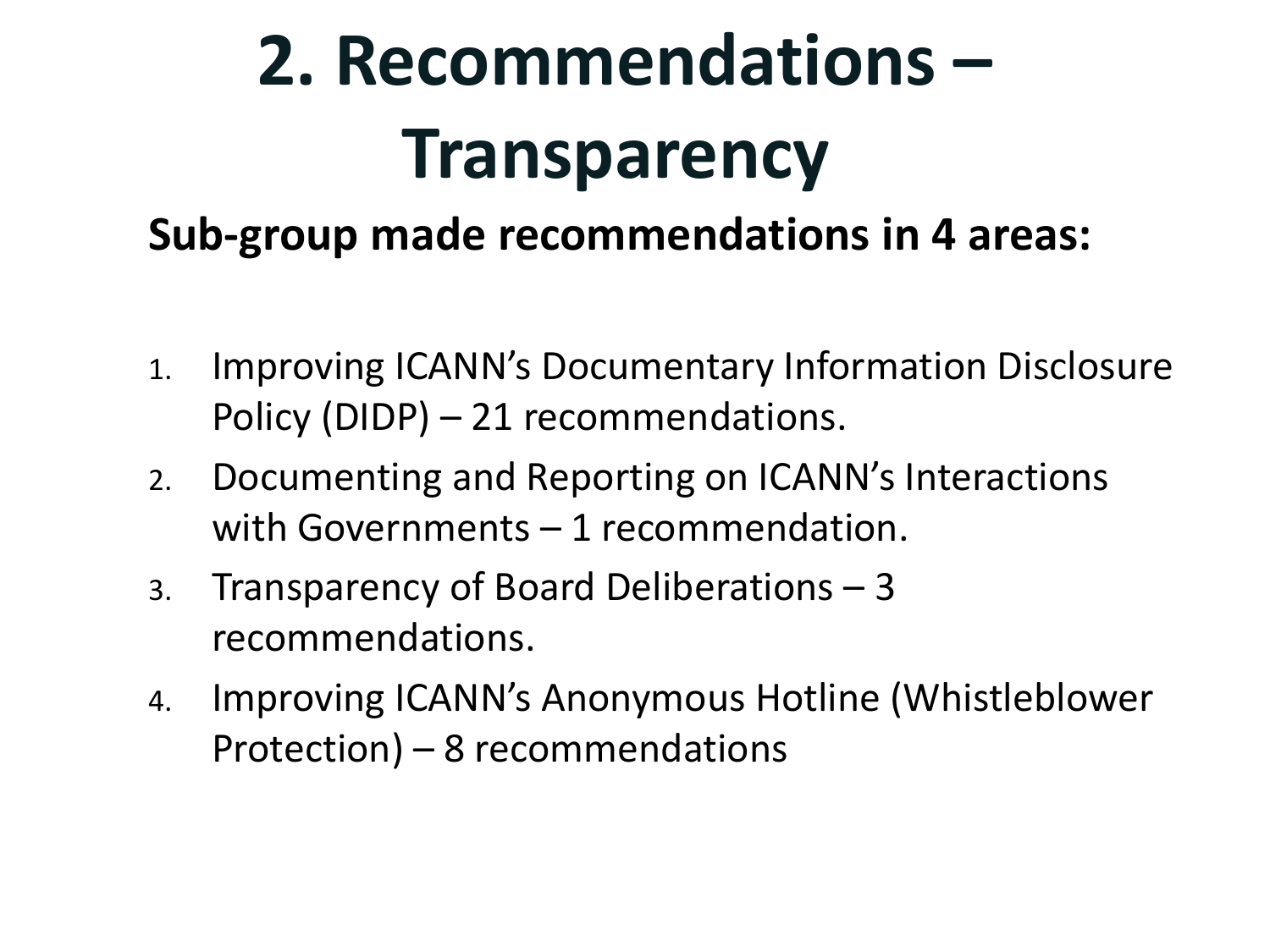# 2. Recommendations – Transparency

**Sub-group made recommendations in 4 areas:**

1. Improving ICANN's Documentary Information Disclosure Policy (DIDP) – 21 recommendations.
2. Documenting and Reporting on ICANN's Interactions with Governments – 1 recommendation.
3. Transparency of Board Deliberations – 3 recommendations.
4. Improving ICANN's Anonymous Hotline (Whistleblower Protection) – 8 recommendations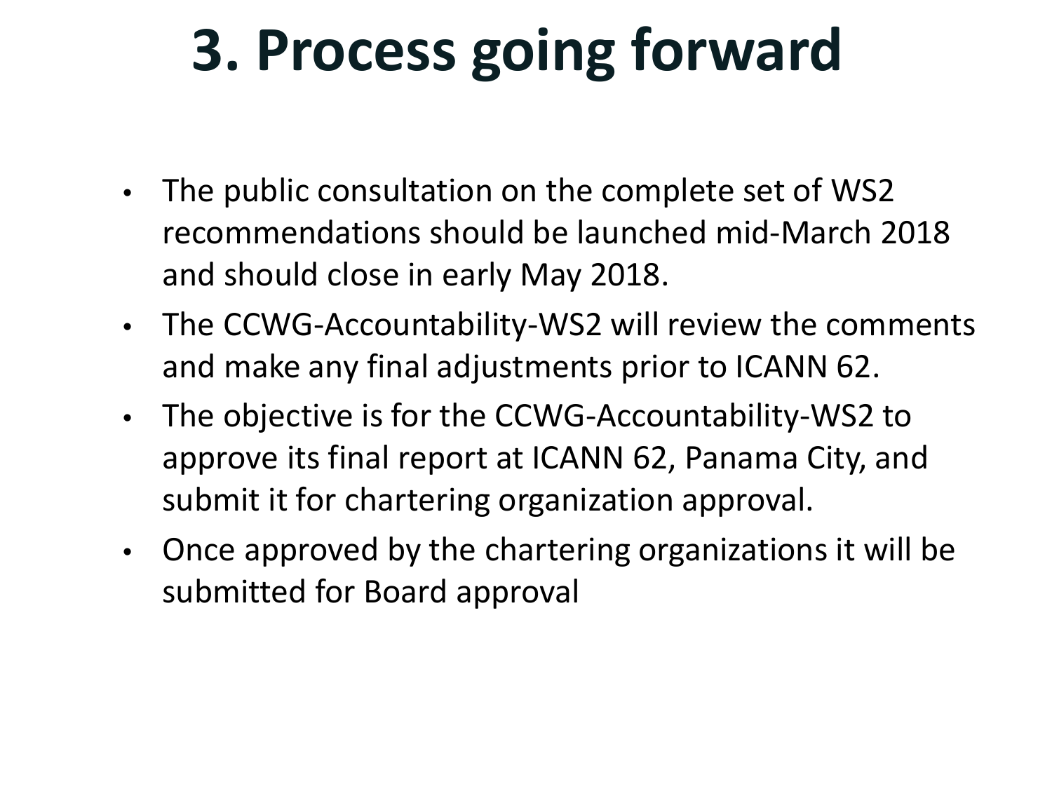# 3. Process going forward

- The public consultation on the complete set of WS2 recommendations should be launched mid-March 2018 and should close in early May 2018.
- The CCWG-Accountability-WS2 will review the comments and make any final adjustments prior to ICANN 62.
- The objective is for the CCWG-Accountability-WS2 to approve its final report at ICANN 62, Panama City, and submit it for chartering organization approval.
- Once approved by the chartering organizations it will be submitted for Board approval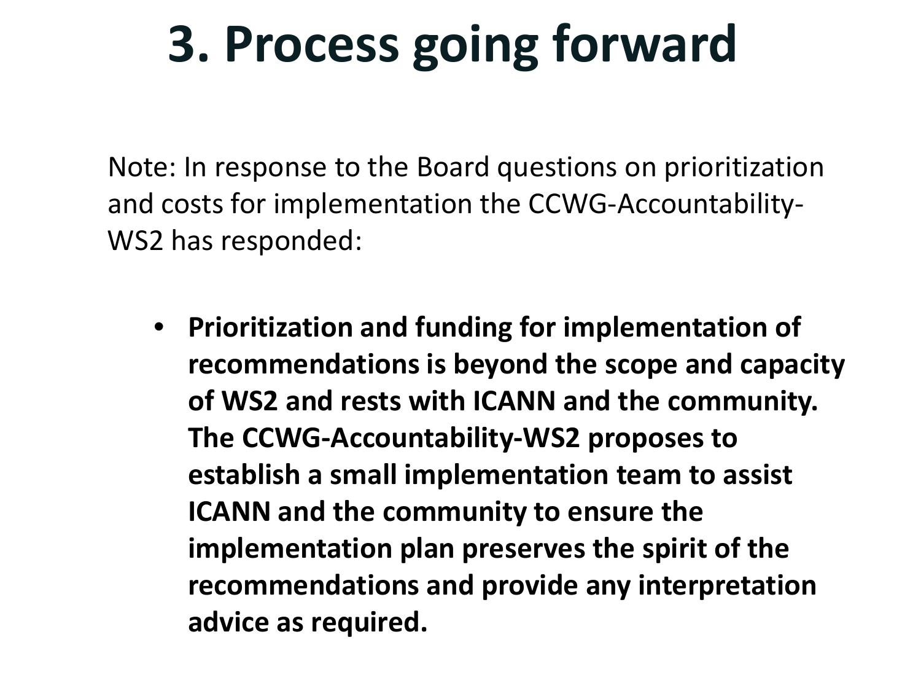# 3. Process going forward

Note: In response to the Board questions on prioritization and costs for implementation the CCWG-Accountability-WS2 has responded:

- **Prioritization and funding for implementation of recommendations is beyond the scope and capacity of WS2 and rests with ICANN and the community. The CCWG-Accountability-WS2 proposes to establish a small implementation team to assist ICANN and the community to ensure the implementation plan preserves the spirit of the recommendations and provide any interpretation advice as required.**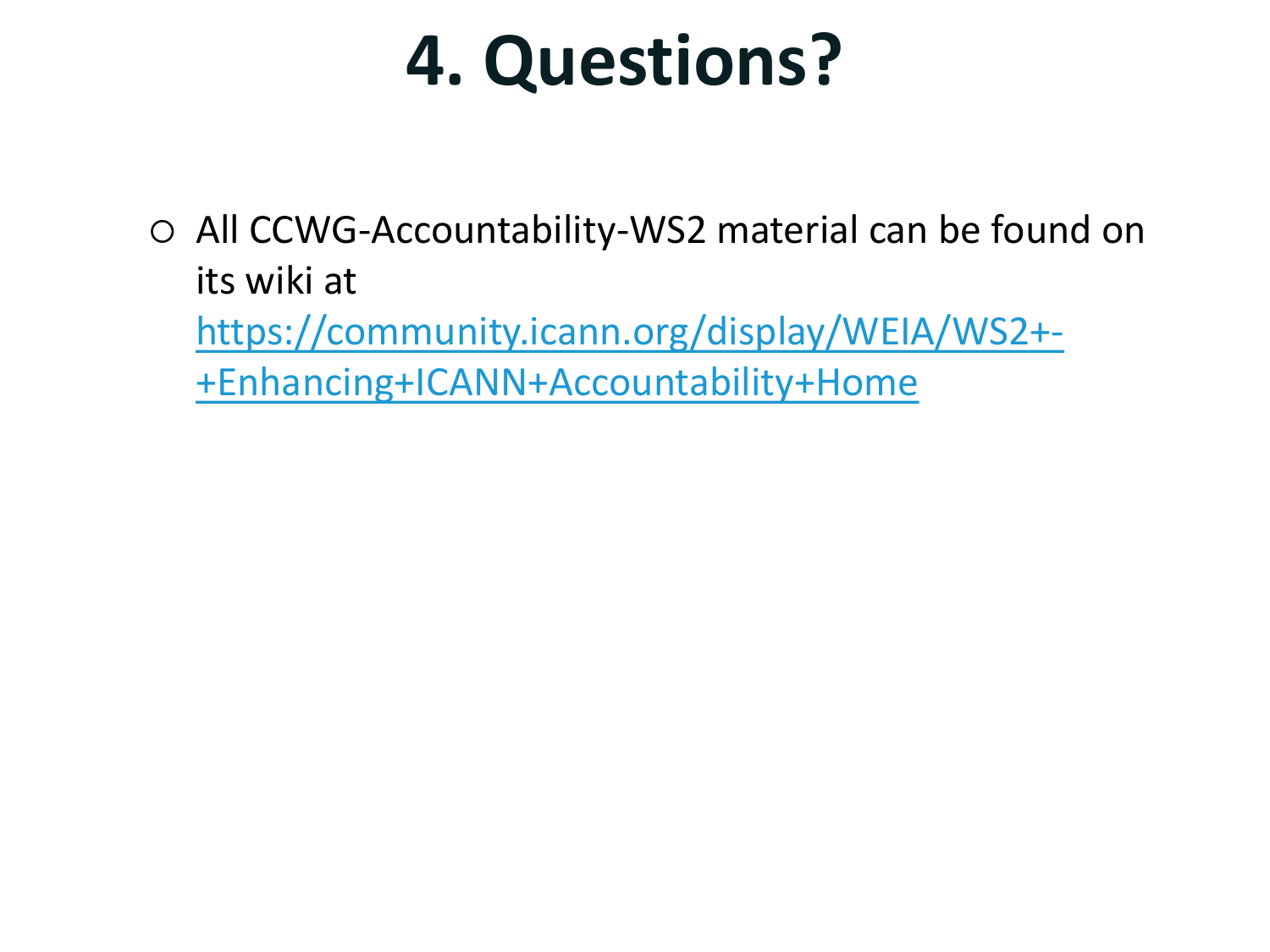# 4. Questions?

- All CCWG-Accountability-WS2 material can be found on its wiki at [https://community.icann.org/display/WEIA/WS2+-+Enhancing+ICANN+Accountability+Home](https://community.icann.org/display/WEIA/WS2+-+Enhancing+ICANN+Accountability+Home)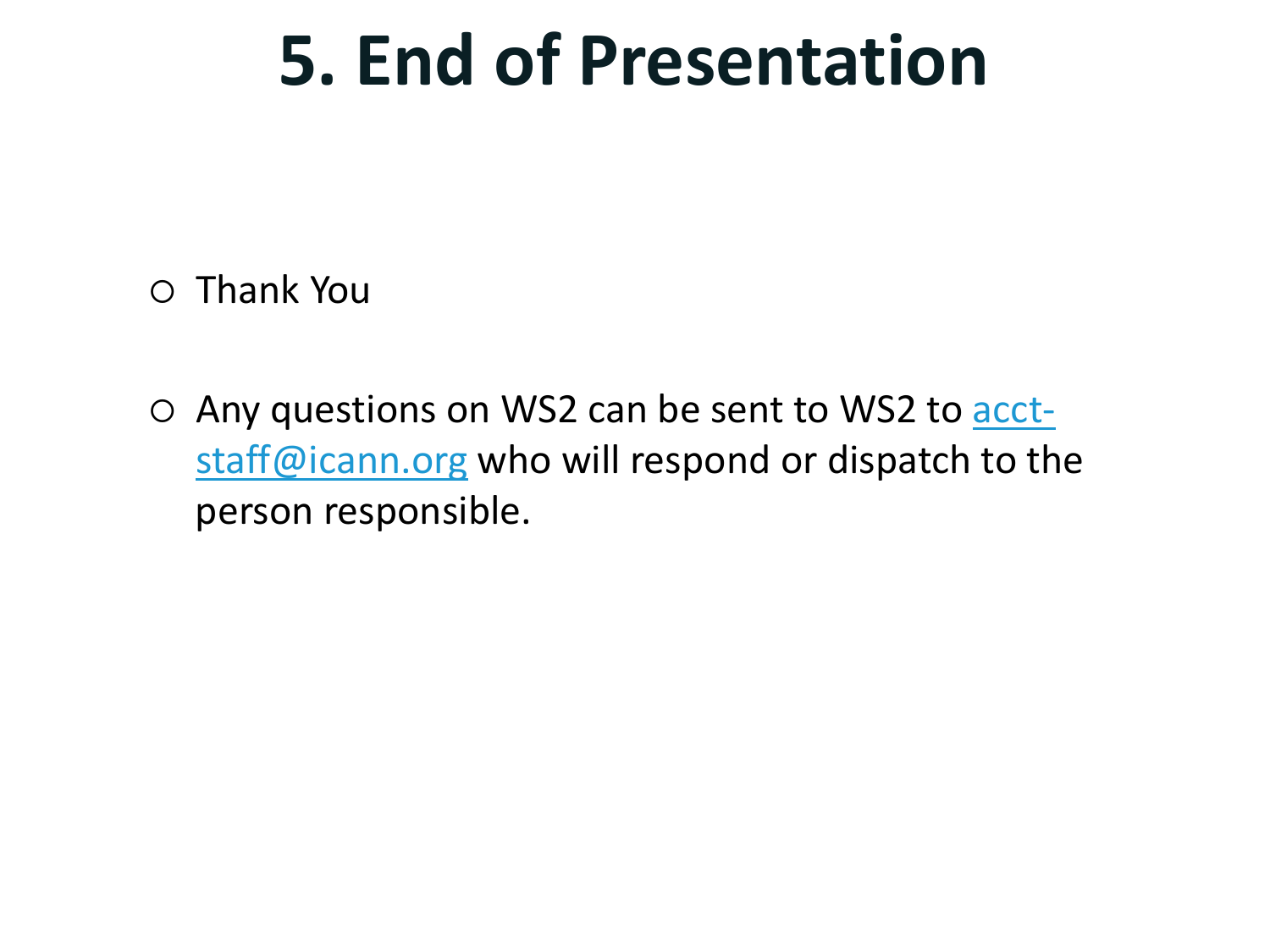# 5. End of Presentation

- Thank You

- Any questions on WS2 can be sent to WS2 to acct-staff@icann.org who will respond or dispatch to the person responsible.